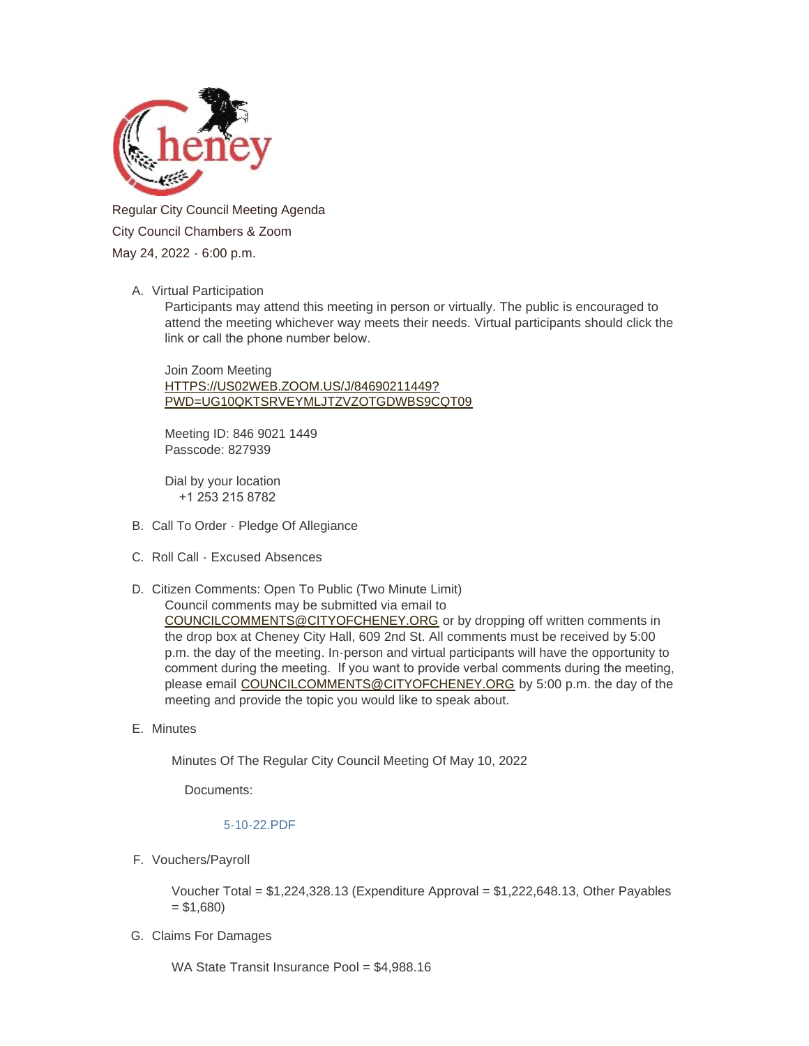Regular City Council Meeting Agenda

City Council Chambers & Zoom

May 24, 2022 - 6:00 p.m.

A. Virtual Participation

   Participants may attend this meeting in person or virtually. The public is encouraged to attend the meeting whichever way meets their needs. Virtual participants should click the link or call the phone number below.

   Join Zoom Meeting
   HTTPS://US02WEB.ZOOM.US/J/84690211449?PWD=UG10QKTSRVEYMLJTZVZOTGDWBS9CQT09

   Meeting ID: 846 9021 1449
   Passcode: 827939

   Dial by your location
   +1 253 215 8782

B. Call To Order - Pledge Of Allegiance

C. Roll Call - Excused Absences

D. Citizen Comments: Open To Public (Two Minute Limit)

   Council comments may be submitted via email to COUNCILCOMMENTS@CITYOFCHENEY.ORG or by dropping off written comments in the drop box at Cheney City Hall, 609 2nd St. All comments must be received by 5:00 p.m. the day of the meeting. In-person and virtual participants will have the opportunity to comment during the meeting. If you want to provide verbal comments during the meeting, please email COUNCILCOMMENTS@CITYOFCHENEY.ORG by 5:00 p.m. the day of the meeting and provide the topic you would like to speak about.

E. Minutes

   Minutes Of The Regular City Council Meeting Of May 10, 2022

   Documents:

   5-10-22.PDF

F. Vouchers/Payroll

   Voucher Total = $1,224,328.13 (Expenditure Approval = $1,222,648.13, Other Payables = $1,680)

G. Claims For Damages

   WA State Transit Insurance Pool = $4,988.16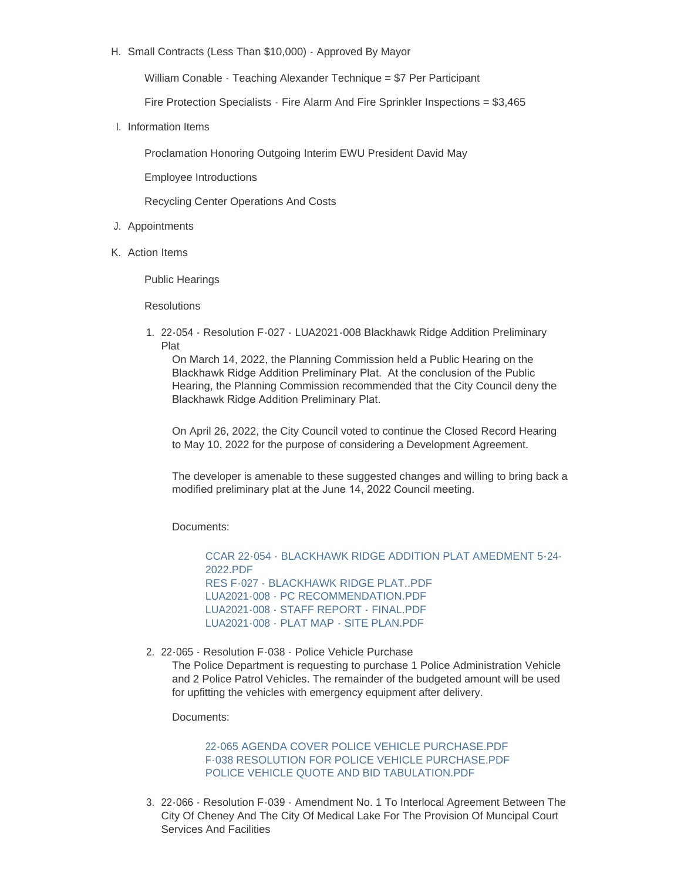H. Small Contracts (Less Than $10,000) - Approved By Mayor

   William Conable - Teaching Alexander Technique = $7 Per Participant

   Fire Protection Specialists - Fire Alarm And Fire Sprinkler Inspections = $3,465

I. Information Items

   Proclamation Honoring Outgoing Interim EWU President David May

   Employee Introductions

   Recycling Center Operations And Costs

J. Appointments

K. Action Items

   Public Hearings

   Resolutions

   1. 22-054 - Resolution F-027 - LUA2021-008 Blackhawk Ridge Addition Preliminary Plat

      On March 14, 2022, the Planning Commission held a Public Hearing on the Blackhawk Ridge Addition Preliminary Plat. At the conclusion of the Public Hearing, the Planning Commission recommended that the City Council deny the Blackhawk Ridge Addition Preliminary Plat.

      On April 26, 2022, the City Council voted to continue the Closed Record Hearing to May 10, 2022 for the purpose of considering a Development Agreement.

      The developer is amenable to these suggested changes and willing to bring back a modified preliminary plat at the June 14, 2022 Council meeting.

      Documents:

         CCAR 22-054 - BLACKHAWK RIDGE ADDITION PLAT AMEDMENT 5-24-2022.PDF
         RES F-027 - BLACKHAWK RIDGE PLAT..PDF
         LUA2021-008 - PC RECOMMENDATION.PDF
         LUA2021-008 - STAFF REPORT - FINAL.PDF
         LUA2021-008 - PLAT MAP - SITE PLAN.PDF

   2. 22-065 - Resolution F-038 - Police Vehicle Purchase

      The Police Department is requesting to purchase 1 Police Administration Vehicle and 2 Police Patrol Vehicles. The remainder of the budgeted amount will be used for upfitting the vehicles with emergency equipment after delivery.

      Documents:

         22-065 AGENDA COVER POLICE VEHICLE PURCHASE.PDF
         F-038 RESOLUTION FOR POLICE VEHICLE PURCHASE.PDF
         POLICE VEHICLE QUOTE AND BID TABULATION.PDF

   3. 22-066 - Resolution F-039 - Amendment No. 1 To Interlocal Agreement Between The City Of Cheney And The City Of Medical Lake For The Provision Of Muncipal Court Services And Facilities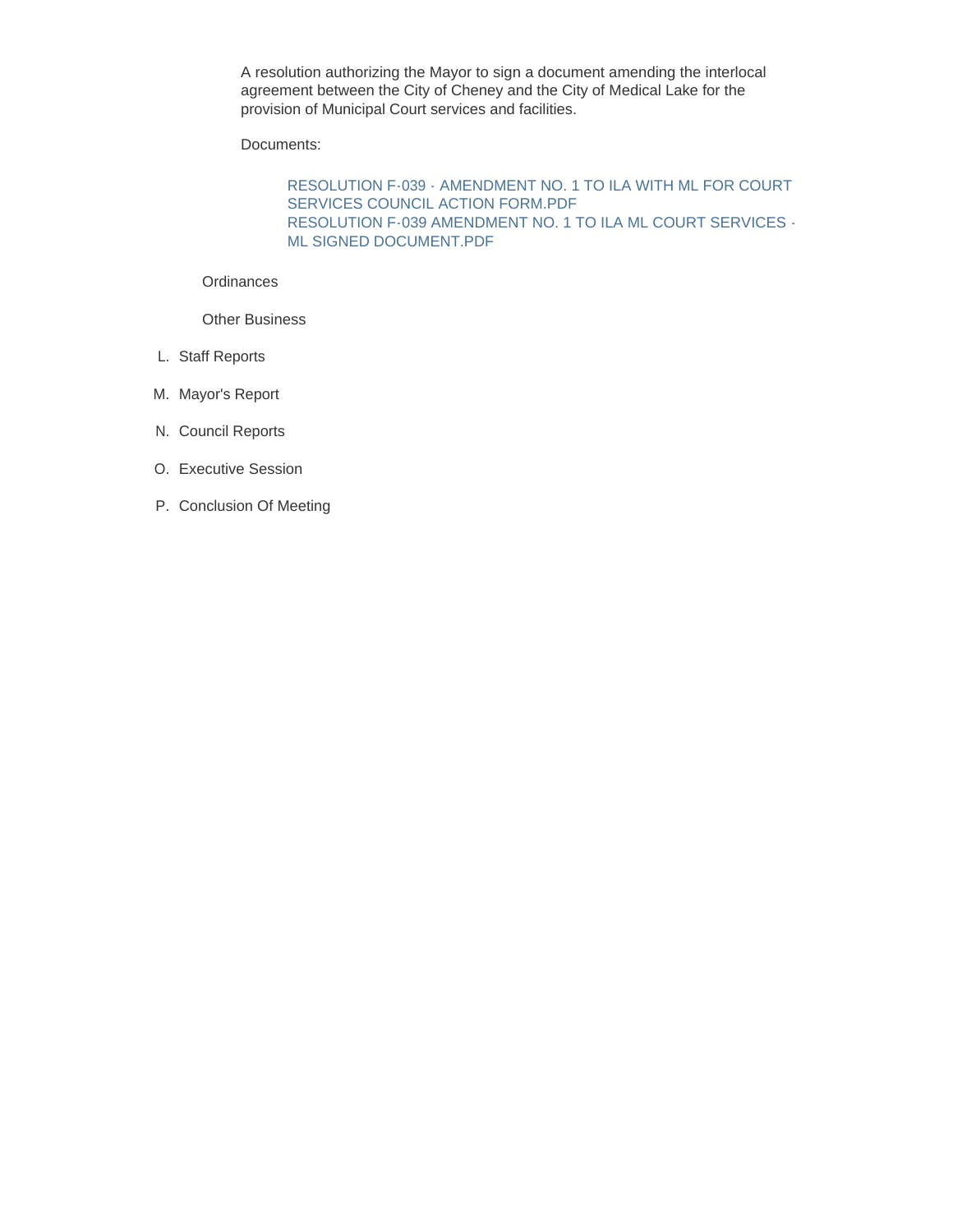A resolution authorizing the Mayor to sign a document amending the interlocal agreement between the City of Cheney and the City of Medical Lake for the provision of Municipal Court services and facilities.

Documents:

RESOLUTION F-039 - AMENDMENT NO. 1 TO ILA WITH ML FOR COURT SERVICES COUNCIL ACTION FORM.PDF
RESOLUTION F-039 AMENDMENT NO. 1 TO ILA ML COURT SERVICES - ML SIGNED DOCUMENT.PDF

Ordinances

Other Business

L. Staff Reports

M. Mayor's Report

N. Council Reports

O. Executive Session

P. Conclusion Of Meeting